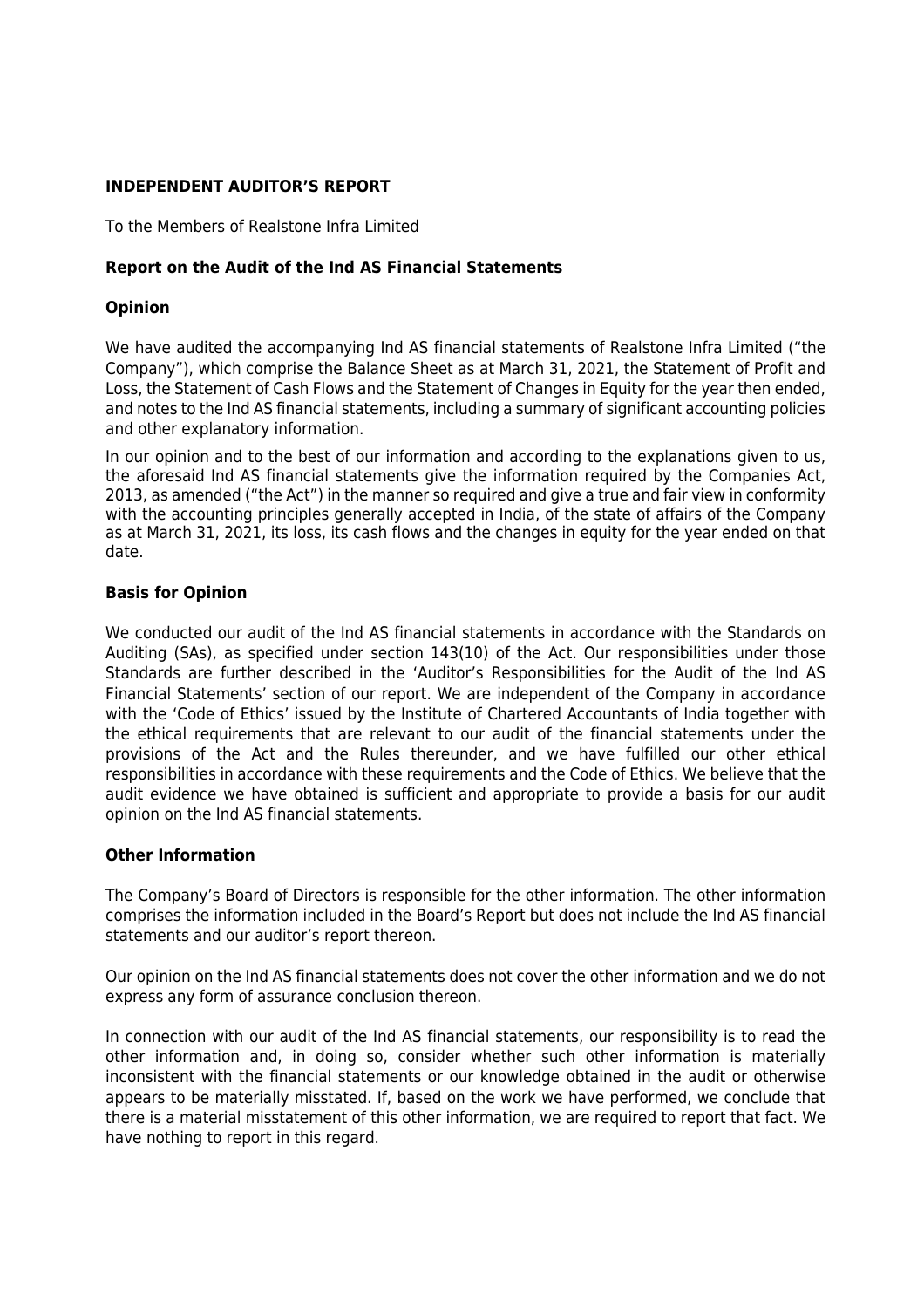## INDEPENDENT AUDITOR'S REPORT

To the Members of Realstone Infra Limited

### Report on the Audit of the Ind AS Financial Statements

### Opinion

We have audited the accompanying Ind AS financial statements of Realstone Infra Limited ("the Company"), which comprise the Balance Sheet as at March 31, 2021, the Statement of Profit and Loss, the Statement of Cash Flows and the Statement of Changes in Equity for the year then ended, and notes to the Ind AS financial statements, including a summary of significant accounting policies and other explanatory information.

In our opinion and to the best of our information and according to the explanations given to us, the aforesaid Ind AS financial statements give the information required by the Companies Act, 2013, as amended ("the Act") in the manner so required and give a true and fair view in conformity with the accounting principles generally accepted in India, of the state of affairs of the Company as at March 31, 2021, its loss, its cash flows and the changes in equity for the year ended on that date.

### Basis for Opinion

We conducted our audit of the Ind AS financial statements in accordance with the Standards on Auditing (SAs), as specified under section 143(10) of the Act. Our responsibilities under those Standards are further described in the 'Auditor's Responsibilities for the Audit of the Ind AS Financial Statements' section of our report. We are independent of the Company in accordance with the 'Code of Ethics' issued by the Institute of Chartered Accountants of India together with the ethical requirements that are relevant to our audit of the financial statements under the provisions of the Act and the Rules thereunder, and we have fulfilled our other ethical responsibilities in accordance with these requirements and the Code of Ethics. We believe that the audit evidence we have obtained is sufficient and appropriate to provide a basis for our audit opinion on the Ind AS financial statements.

### Other Information

The Company's Board of Directors is responsible for the other information. The other information comprises the information included in the Board's Report but does not include the Ind AS financial statements and our auditor's report thereon.

Our opinion on the Ind AS financial statements does not cover the other information and we do not express any form of assurance conclusion thereon.

In connection with our audit of the Ind AS financial statements, our responsibility is to read the other information and, in doing so, consider whether such other information is materially inconsistent with the financial statements or our knowledge obtained in the audit or otherwise appears to be materially misstated. If, based on the work we have performed, we conclude that there is a material misstatement of this other information, we are required to report that fact. We have nothing to report in this regard.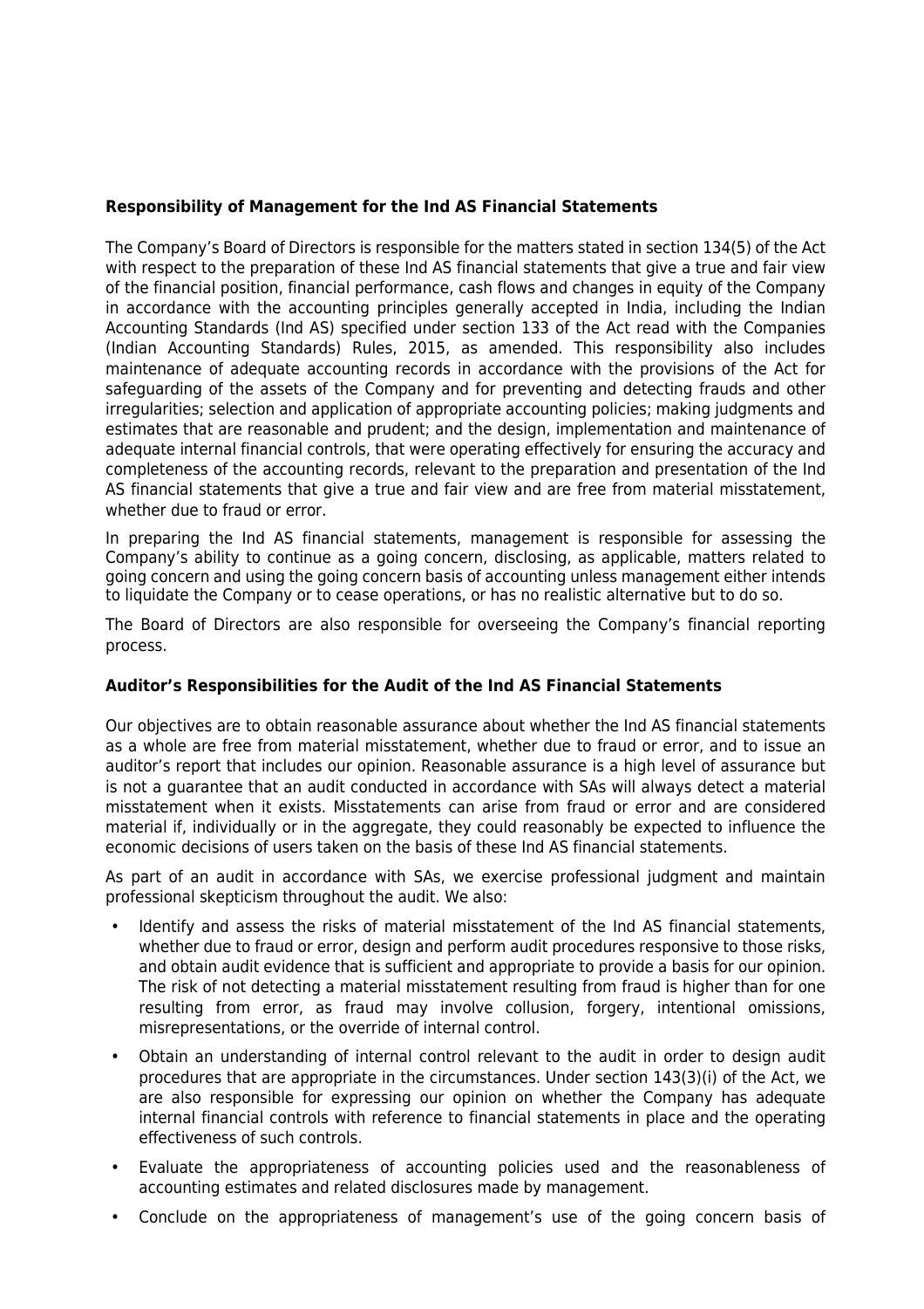### Responsibility of Management for the Ind AS Financial Statements

The Company's Board of Directors is responsible for the matters stated in section 134(5) of the Act with respect to the preparation of these Ind AS financial statements that give a true and fair view of the financial position, financial performance, cash flows and changes in equity of the Company in accordance with the accounting principles generally accepted in India, including the Indian Accounting Standards (Ind AS) specified under section 133 of the Act read with the Companies (Indian Accounting Standards) Rules, 2015, as amended. This responsibility also includes maintenance of adequate accounting records in accordance with the provisions of the Act for safeguarding of the assets of the Company and for preventing and detecting frauds and other irregularities; selection and application of appropriate accounting policies; making judgments and estimates that are reasonable and prudent; and the design, implementation and maintenance of adequate internal financial controls, that were operating effectively for ensuring the accuracy and completeness of the accounting records, relevant to the preparation and presentation of the Ind AS financial statements that give a true and fair view and are free from material misstatement, whether due to fraud or error.

In preparing the Ind AS financial statements, management is responsible for assessing the Company's ability to continue as a going concern, disclosing, as applicable, matters related to going concern and using the going concern basis of accounting unless management either intends to liquidate the Company or to cease operations, or has no realistic alternative but to do so.

The Board of Directors are also responsible for overseeing the Company's financial reporting process.

### Auditor's Responsibilities for the Audit of the Ind AS Financial Statements

Our objectives are to obtain reasonable assurance about whether the Ind AS financial statements as a whole are free from material misstatement, whether due to fraud or error, and to issue an auditor's report that includes our opinion. Reasonable assurance is a high level of assurance but is not a guarantee that an audit conducted in accordance with SAs will always detect a material misstatement when it exists. Misstatements can arise from fraud or error and are considered material if, individually or in the aggregate, they could reasonably be expected to influence the economic decisions of users taken on the basis of these Ind AS financial statements.

As part of an audit in accordance with SAs, we exercise professional judgment and maintain professional skepticism throughout the audit. We also:

- Identify and assess the risks of material misstatement of the Ind AS financial statements, whether due to fraud or error, design and perform audit procedures responsive to those risks, and obtain audit evidence that is sufficient and appropriate to provide a basis for our opinion. The risk of not detecting a material misstatement resulting from fraud is higher than for one resulting from error, as fraud may involve collusion, forgery, intentional omissions, misrepresentations, or the override of internal control.
- Obtain an understanding of internal control relevant to the audit in order to design audit procedures that are appropriate in the circumstances. Under section 143(3)(i) of the Act, we are also responsible for expressing our opinion on whether the Company has adequate internal financial controls with reference to financial statements in place and the operating effectiveness of such controls.
- Evaluate the appropriateness of accounting policies used and the reasonableness of accounting estimates and related disclosures made by management.
- Conclude on the appropriateness of management's use of the going concern basis of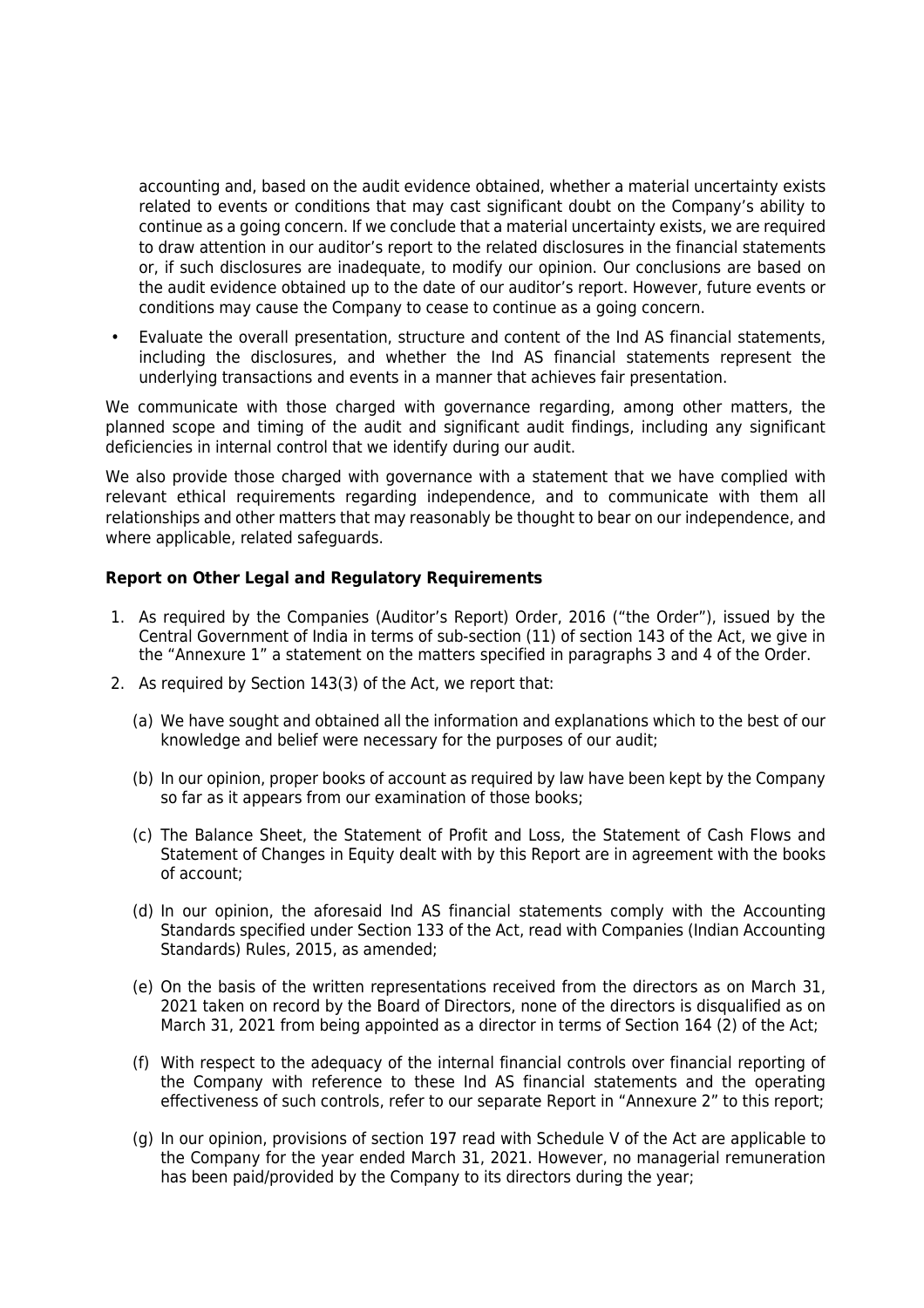accounting and, based on the audit evidence obtained, whether a material uncertainty exists related to events or conditions that may cast significant doubt on the Company's ability to continue as a going concern. If we conclude that a material uncertainty exists, we are required to draw attention in our auditor's report to the related disclosures in the financial statements or, if such disclosures are inadequate, to modify our opinion. Our conclusions are based on the audit evidence obtained up to the date of our auditor's report. However, future events or conditions may cause the Company to cease to continue as a going concern.

- Evaluate the overall presentation, structure and content of the Ind AS financial statements, including the disclosures, and whether the Ind AS financial statements represent the underlying transactions and events in a manner that achieves fair presentation.

We communicate with those charged with governance regarding, among other matters, the planned scope and timing of the audit and significant audit findings, including any significant deficiencies in internal control that we identify during our audit.

We also provide those charged with governance with a statement that we have complied with relevant ethical requirements regarding independence, and to communicate with them all relationships and other matters that may reasonably be thought to bear on our independence, and where applicable, related safeguards.

**Report on Other Legal and Regulatory Requirements**

1. As required by the Companies (Auditor's Report) Order, 2016 ("the Order"), issued by the Central Government of India in terms of sub-section (11) of section 143 of the Act, we give in the "Annexure 1" a statement on the matters specified in paragraphs 3 and 4 of the Order.
2. As required by Section 143(3) of the Act, we report that:

   (a) We have sought and obtained all the information and explanations which to the best of our knowledge and belief were necessary for the purposes of our audit;

   (b) In our opinion, proper books of account as required by law have been kept by the Company so far as it appears from our examination of those books;

   (c) The Balance Sheet, the Statement of Profit and Loss, the Statement of Cash Flows and Statement of Changes in Equity dealt with by this Report are in agreement with the books of account;

   (d) In our opinion, the aforesaid Ind AS financial statements comply with the Accounting Standards specified under Section 133 of the Act, read with Companies (Indian Accounting Standards) Rules, 2015, as amended;

   (e) On the basis of the written representations received from the directors as on March 31, 2021 taken on record by the Board of Directors, none of the directors is disqualified as on March 31, 2021 from being appointed as a director in terms of Section 164 (2) of the Act;

   (f) With respect to the adequacy of the internal financial controls over financial reporting of the Company with reference to these Ind AS financial statements and the operating effectiveness of such controls, refer to our separate Report in "Annexure 2" to this report;

   (g) In our opinion, provisions of section 197 read with Schedule V of the Act are applicable to the Company for the year ended March 31, 2021. However, no managerial remuneration has been paid/provided by the Company to its directors during the year;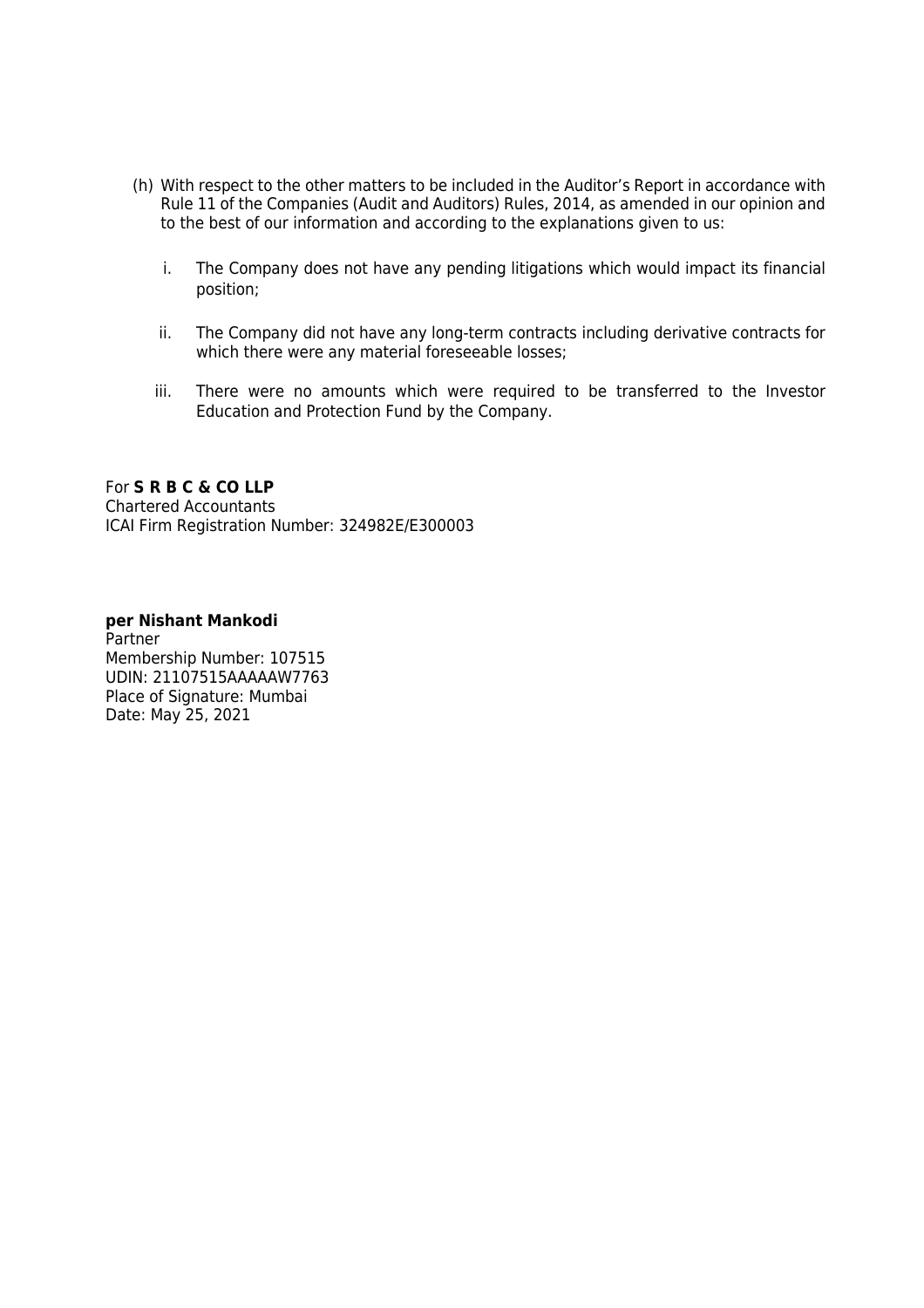(h) With respect to the other matters to be included in the Auditor's Report in accordance with Rule 11 of the Companies (Audit and Auditors) Rules, 2014, as amended in our opinion and to the best of our information and according to the explanations given to us:

   i. The Company does not have any pending litigations which would impact its financial position;

   ii. The Company did not have any long-term contracts including derivative contracts for which there were any material foreseeable losses;

   iii. There were no amounts which were required to be transferred to the Investor Education and Protection Fund by the Company.

For **S R B C & CO LLP**
Chartered Accountants
ICAI Firm Registration Number: 324982E/E300003

**per Nishant Mankodi**
Partner
Membership Number: 107515
UDIN: 21107515AAAAAW7763
Place of Signature: Mumbai
Date: May 25, 2021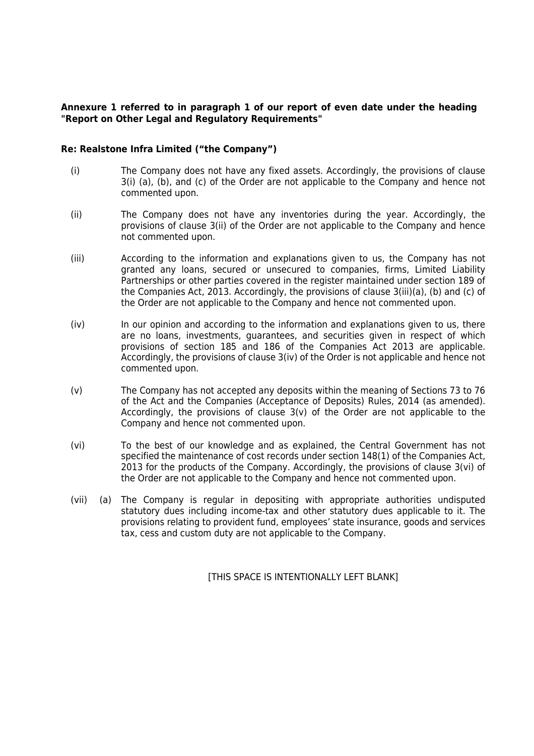**Annexure 1 referred to in paragraph 1 of our report of even date under the heading "Report on Other Legal and Regulatory Requirements"**

**Re: Realstone Infra Limited ("the Company")**

(i) The Company does not have any fixed assets. Accordingly, the provisions of clause 3(i) (a), (b), and (c) of the Order are not applicable to the Company and hence not commented upon.

(ii) The Company does not have any inventories during the year. Accordingly, the provisions of clause 3(ii) of the Order are not applicable to the Company and hence not commented upon.

(iii) According to the information and explanations given to us, the Company has not granted any loans, secured or unsecured to companies, firms, Limited Liability Partnerships or other parties covered in the register maintained under section 189 of the Companies Act, 2013. Accordingly, the provisions of clause 3(iii)(a), (b) and (c) of the Order are not applicable to the Company and hence not commented upon.

(iv) In our opinion and according to the information and explanations given to us, there are no loans, investments, guarantees, and securities given in respect of which provisions of section 185 and 186 of the Companies Act 2013 are applicable. Accordingly, the provisions of clause 3(iv) of the Order is not applicable and hence not commented upon.

(v) The Company has not accepted any deposits within the meaning of Sections 73 to 76 of the Act and the Companies (Acceptance of Deposits) Rules, 2014 (as amended). Accordingly, the provisions of clause 3(v) of the Order are not applicable to the Company and hence not commented upon.

(vi) To the best of our knowledge and as explained, the Central Government has not specified the maintenance of cost records under section 148(1) of the Companies Act, 2013 for the products of the Company. Accordingly, the provisions of clause 3(vi) of the Order are not applicable to the Company and hence not commented upon.

(vii) (a) The Company is regular in depositing with appropriate authorities undisputed statutory dues including income-tax and other statutory dues applicable to it. The provisions relating to provident fund, employees' state insurance, goods and services tax, cess and custom duty are not applicable to the Company.

[THIS SPACE IS INTENTIONALLY LEFT BLANK]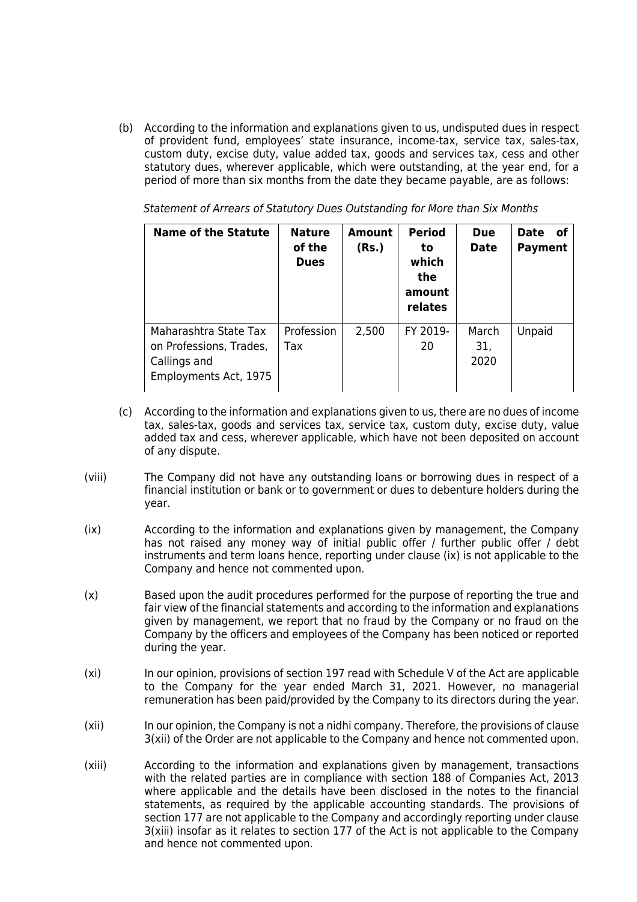(b) According to the information and explanations given to us, undisputed dues in respect of provident fund, employees' state insurance, income-tax, service tax, sales-tax, custom duty, excise duty, value added tax, goods and services tax, cess and other statutory dues, wherever applicable, which were outstanding, at the year end, for a period of more than six months from the date they became payable, are as follows:

*Statement of Arrears of Statutory Dues Outstanding for More than Six Months*

| Name of the Statute | Nature of the Dues | Amount (Rs.) | Period to which the amount relates | Due Date | Date of Payment |
|---|---|---|---|---|---|
| Maharashtra State Tax on Professions, Trades, Callings and Employments Act, 1975 | Profession Tax | 2,500 | FY 2019-20 | March 31, 2020 | Unpaid |

(c) According to the information and explanations given to us, there are no dues of income tax, sales-tax, goods and services tax, service tax, custom duty, excise duty, value added tax and cess, wherever applicable, which have not been deposited on account of any dispute.

(viii) The Company did not have any outstanding loans or borrowing dues in respect of a financial institution or bank or to government or dues to debenture holders during the year.

(ix) According to the information and explanations given by management, the Company has not raised any money way of initial public offer / further public offer / debt instruments and term loans hence, reporting under clause (ix) is not applicable to the Company and hence not commented upon.

(x) Based upon the audit procedures performed for the purpose of reporting the true and fair view of the financial statements and according to the information and explanations given by management, we report that no fraud by the Company or no fraud on the Company by the officers and employees of the Company has been noticed or reported during the year.

(xi) In our opinion, provisions of section 197 read with Schedule V of the Act are applicable to the Company for the year ended March 31, 2021. However, no managerial remuneration has been paid/provided by the Company to its directors during the year.

(xii) In our opinion, the Company is not a nidhi company. Therefore, the provisions of clause 3(xii) of the Order are not applicable to the Company and hence not commented upon.

(xiii) According to the information and explanations given by management, transactions with the related parties are in compliance with section 188 of Companies Act, 2013 where applicable and the details have been disclosed in the notes to the financial statements, as required by the applicable accounting standards. The provisions of section 177 are not applicable to the Company and accordingly reporting under clause 3(xiii) insofar as it relates to section 177 of the Act is not applicable to the Company and hence not commented upon.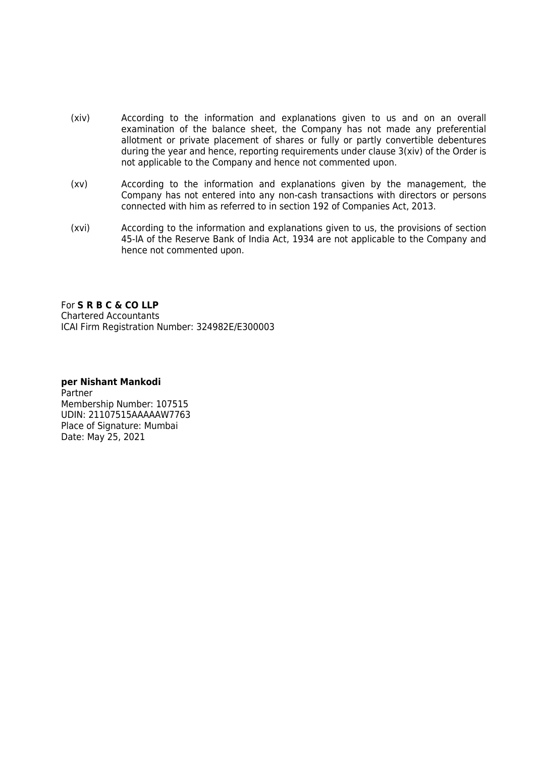(xiv) According to the information and explanations given to us and on an overall examination of the balance sheet, the Company has not made any preferential allotment or private placement of shares or fully or partly convertible debentures during the year and hence, reporting requirements under clause 3(xiv) of the Order is not applicable to the Company and hence not commented upon.

(xv) According to the information and explanations given by the management, the Company has not entered into any non-cash transactions with directors or persons connected with him as referred to in section 192 of Companies Act, 2013.

(xvi) According to the information and explanations given to us, the provisions of section 45-IA of the Reserve Bank of India Act, 1934 are not applicable to the Company and hence not commented upon.

For **S R B C & CO LLP**
Chartered Accountants
ICAI Firm Registration Number: 324982E/E300003

**per Nishant Mankodi**
Partner
Membership Number: 107515
UDIN: 21107515AAAAAW7763
Place of Signature: Mumbai
Date: May 25, 2021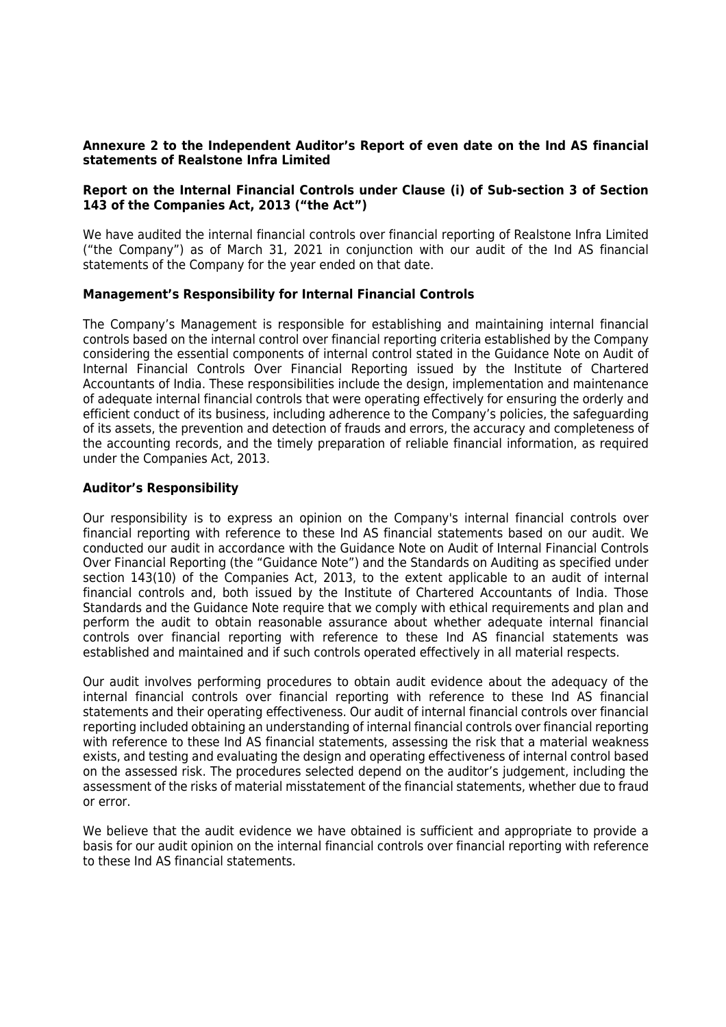**Annexure 2 to the Independent Auditor's Report of even date on the Ind AS financial statements of Realstone Infra Limited**

**Report on the Internal Financial Controls under Clause (i) of Sub-section 3 of Section 143 of the Companies Act, 2013 ("the Act")**

We have audited the internal financial controls over financial reporting of Realstone Infra Limited ("the Company") as of March 31, 2021 in conjunction with our audit of the Ind AS financial statements of the Company for the year ended on that date.

**Management's Responsibility for Internal Financial Controls**

The Company's Management is responsible for establishing and maintaining internal financial controls based on the internal control over financial reporting criteria established by the Company considering the essential components of internal control stated in the Guidance Note on Audit of Internal Financial Controls Over Financial Reporting issued by the Institute of Chartered Accountants of India. These responsibilities include the design, implementation and maintenance of adequate internal financial controls that were operating effectively for ensuring the orderly and efficient conduct of its business, including adherence to the Company's policies, the safeguarding of its assets, the prevention and detection of frauds and errors, the accuracy and completeness of the accounting records, and the timely preparation of reliable financial information, as required under the Companies Act, 2013.

**Auditor's Responsibility**

Our responsibility is to express an opinion on the Company's internal financial controls over financial reporting with reference to these Ind AS financial statements based on our audit. We conducted our audit in accordance with the Guidance Note on Audit of Internal Financial Controls Over Financial Reporting (the "Guidance Note") and the Standards on Auditing as specified under section 143(10) of the Companies Act, 2013, to the extent applicable to an audit of internal financial controls and, both issued by the Institute of Chartered Accountants of India. Those Standards and the Guidance Note require that we comply with ethical requirements and plan and perform the audit to obtain reasonable assurance about whether adequate internal financial controls over financial reporting with reference to these Ind AS financial statements was established and maintained and if such controls operated effectively in all material respects.

Our audit involves performing procedures to obtain audit evidence about the adequacy of the internal financial controls over financial reporting with reference to these Ind AS financial statements and their operating effectiveness. Our audit of internal financial controls over financial reporting included obtaining an understanding of internal financial controls over financial reporting with reference to these Ind AS financial statements, assessing the risk that a material weakness exists, and testing and evaluating the design and operating effectiveness of internal control based on the assessed risk. The procedures selected depend on the auditor's judgement, including the assessment of the risks of material misstatement of the financial statements, whether due to fraud or error.

We believe that the audit evidence we have obtained is sufficient and appropriate to provide a basis for our audit opinion on the internal financial controls over financial reporting with reference to these Ind AS financial statements.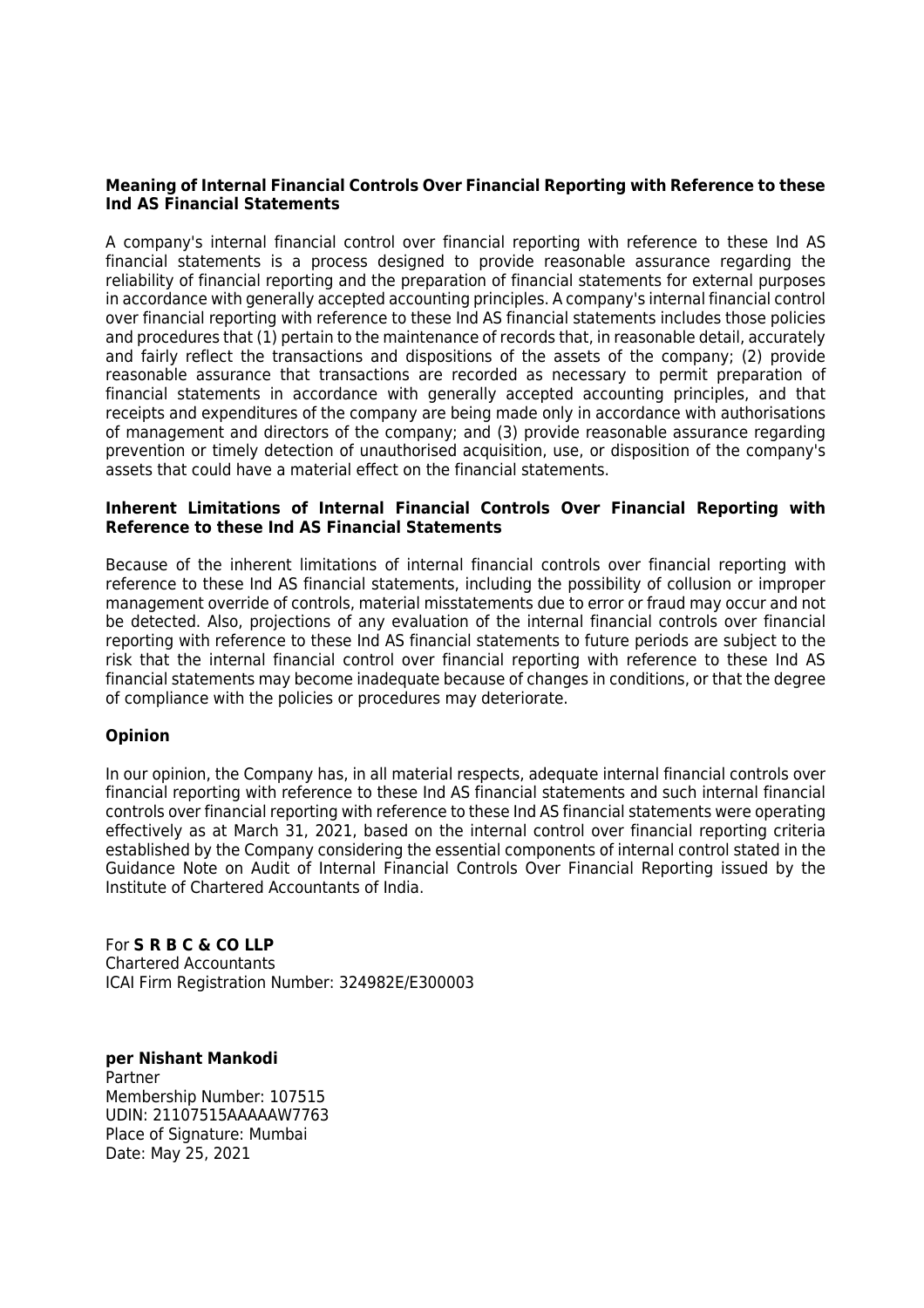**Meaning of Internal Financial Controls Over Financial Reporting with Reference to these Ind AS Financial Statements**

A company's internal financial control over financial reporting with reference to these Ind AS financial statements is a process designed to provide reasonable assurance regarding the reliability of financial reporting and the preparation of financial statements for external purposes in accordance with generally accepted accounting principles. A company's internal financial control over financial reporting with reference to these Ind AS financial statements includes those policies and procedures that (1) pertain to the maintenance of records that, in reasonable detail, accurately and fairly reflect the transactions and dispositions of the assets of the company; (2) provide reasonable assurance that transactions are recorded as necessary to permit preparation of financial statements in accordance with generally accepted accounting principles, and that receipts and expenditures of the company are being made only in accordance with authorisations of management and directors of the company; and (3) provide reasonable assurance regarding prevention or timely detection of unauthorised acquisition, use, or disposition of the company's assets that could have a material effect on the financial statements.

**Inherent Limitations of Internal Financial Controls Over Financial Reporting with Reference to these Ind AS Financial Statements**

Because of the inherent limitations of internal financial controls over financial reporting with reference to these Ind AS financial statements, including the possibility of collusion or improper management override of controls, material misstatements due to error or fraud may occur and not be detected. Also, projections of any evaluation of the internal financial controls over financial reporting with reference to these Ind AS financial statements to future periods are subject to the risk that the internal financial control over financial reporting with reference to these Ind AS financial statements may become inadequate because of changes in conditions, or that the degree of compliance with the policies or procedures may deteriorate.

**Opinion**

In our opinion, the Company has, in all material respects, adequate internal financial controls over financial reporting with reference to these Ind AS financial statements and such internal financial controls over financial reporting with reference to these Ind AS financial statements were operating effectively as at March 31, 2021, based on the internal control over financial reporting criteria established by the Company considering the essential components of internal control stated in the Guidance Note on Audit of Internal Financial Controls Over Financial Reporting issued by the Institute of Chartered Accountants of India.

For **S R B C & CO LLP**
Chartered Accountants
ICAI Firm Registration Number: 324982E/E300003

**per Nishant Mankodi**
Partner
Membership Number: 107515
UDIN: 21107515AAAAAW7763
Place of Signature: Mumbai
Date: May 25, 2021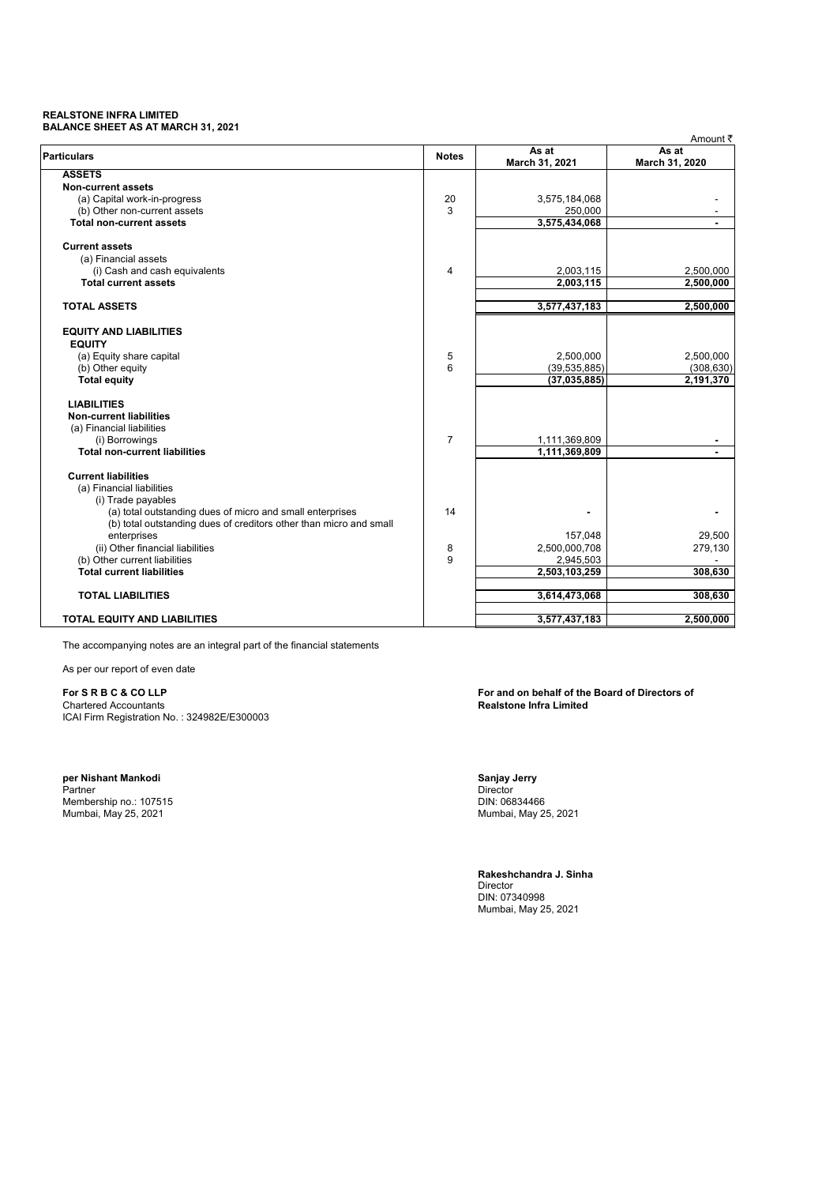**REALSTONE INFRA LIMITED**
**BALANCE SHEET AS AT MARCH 31, 2021**

Amount ₹

| Particulars | Notes | As at March 31, 2021 | As at March 31, 2020 |
|---|---|---|---|
| **ASSETS** | | | |
| **Non-current assets** | | | |
| (a) Capital work-in-progress | 20 | 3,575,184,068 | - |
| (b) Other non-current assets | 3 | 250,000 | - |
| **Total non-current assets** | | **3,575,434,068** | **-** |
| **Current assets** | | | |
| (a) Financial assets | | | |
| (i) Cash and cash equivalents | 4 | 2,003,115 | 2,500,000 |
| **Total current assets** | | **2,003,115** | **2,500,000** |
| **TOTAL ASSETS** | | **3,577,437,183** | **2,500,000** |
| **EQUITY AND LIABILITIES** | | | |
| **EQUITY** | | | |
| (a) Equity share capital | 5 | 2,500,000 | 2,500,000 |
| (b) Other equity | 6 | (39,535,885) | (308,630) |
| **Total equity** | | **(37,035,885)** | **2,191,370** |
| **LIABILITIES** | | | |
| **Non-current liabilities** | | | |
| (a) Financial liabilities | | | |
| (i) Borrowings | 7 | 1,111,369,809 | - |
| **Total non-current liabilities** | | **1,111,369,809** | **-** |
| **Current liabilities** | | | |
| (a) Financial liabilities | | | |
| (i) Trade payables | | | |
| (a) total outstanding dues of micro and small enterprises | 14 | - | - |
| (b) total outstanding dues of creditors other than micro and small enterprises | | 157,048 | 29,500 |
| (ii) Other financial liabilities | 8 | 2,500,000,708 | 279,130 |
| (b) Other current liabilities | 9 | 2,945,503 | - |
| **Total current liabilities** | | **2,503,103,259** | **308,630** |
| **TOTAL LIABILITIES** | | **3,614,473,068** | **308,630** |
| **TOTAL EQUITY AND LIABILITIES** | | **3,577,437,183** | **2,500,000** |

The accompanying notes are an integral part of the financial statements

As per our report of even date

**For S R B C & CO LLP**
Chartered Accountants
ICAI Firm Registration No. : 324982E/E300003

**per Nishant Mankodi**
Partner
Membership no.: 107515
Mumbai, May 25, 2021

**For and on behalf of the Board of Directors of**
**Realstone Infra Limited**

**Sanjay Jerry**
Director
DIN: 06834466
Mumbai, May 25, 2021

**Rakeshchandra J. Sinha**
Director
DIN: 07340998
Mumbai, May 25, 2021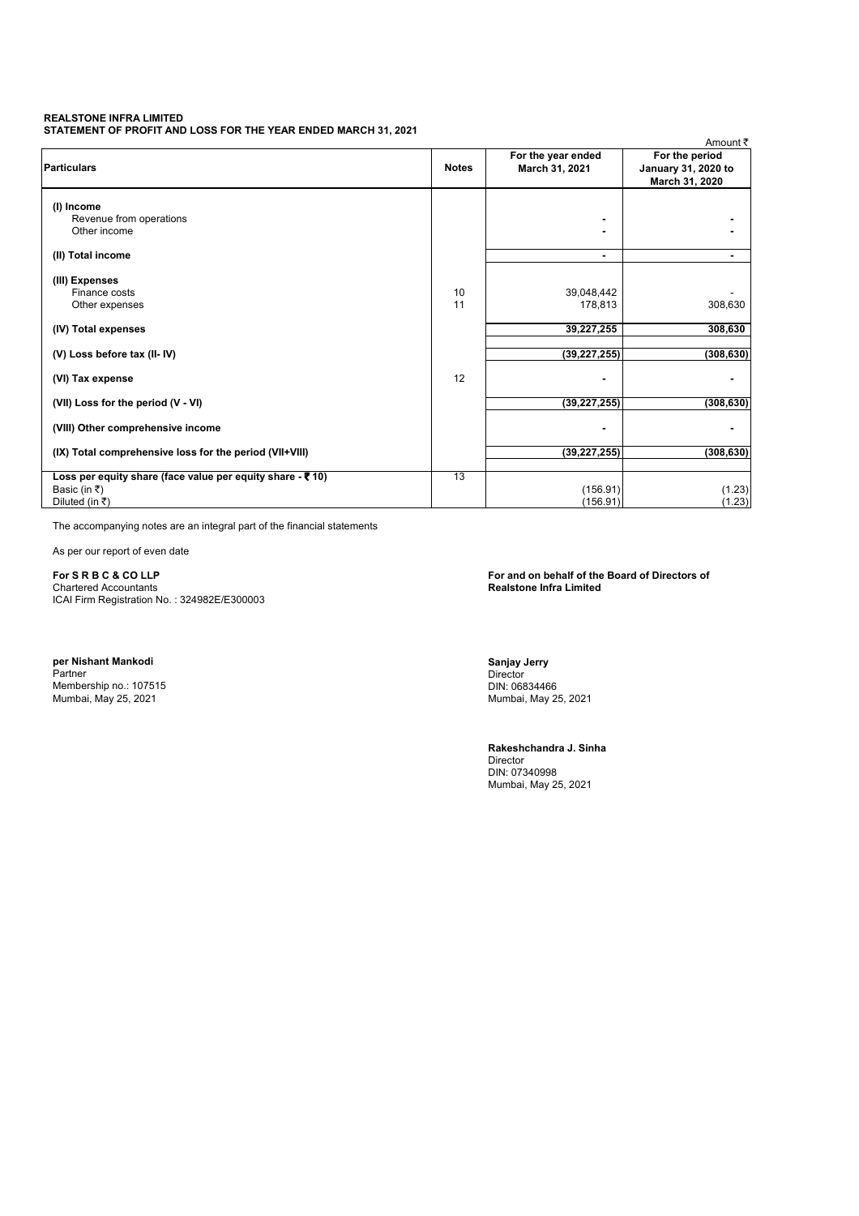**REALSTONE INFRA LIMITED**
**STATEMENT OF PROFIT AND LOSS FOR THE YEAR ENDED MARCH 31, 2021**

Amount ₹

| Particulars | Notes | For the year ended March 31, 2021 | For the period January 31, 2020 to March 31, 2020 |
|---|---|---|---|
| **(I) Income** | | | |
| Revenue from operations | | - | - |
| Other income | | - | - |
| **(II) Total income** | | - | - |
| **(III) Expenses** | | | |
| Finance costs | 10 | 39,048,442 | - |
| Other expenses | 11 | 178,813 | 308,630 |
| **(IV) Total expenses** | | **39,227,255** | **308,630** |
| **(V) Loss before tax (II- IV)** | | **(39,227,255)** | **(308,630)** |
| **(VI) Tax expense** | 12 | - | - |
| **(VII) Loss for the period (V - VI)** | | **(39,227,255)** | **(308,630)** |
| **(VIII) Other comprehensive income** | | - | - |
| **(IX) Total comprehensive loss for the period (VII+VIII)** | | **(39,227,255)** | **(308,630)** |
| **Loss per equity share (face value per equity share - ₹ 10)** | 13 | | |
| Basic (in ₹) | | (156.91) | (1.23) |
| Diluted (in ₹) | | (156.91) | (1.23) |

The accompanying notes are an integral part of the financial statements

As per our report of even date

**For S R B C & CO LLP**
Chartered Accountants
ICAI Firm Registration No. : 324982E/E300003

**per Nishant Mankodi**
Partner
Membership no.: 107515
Mumbai, May 25, 2021

**For and on behalf of the Board of Directors of**
**Realstone Infra Limited**

**Sanjay Jerry**
Director
DIN: 06834466
Mumbai, May 25, 2021

**Rakeshchandra J. Sinha**
Director
DIN: 07340998
Mumbai, May 25, 2021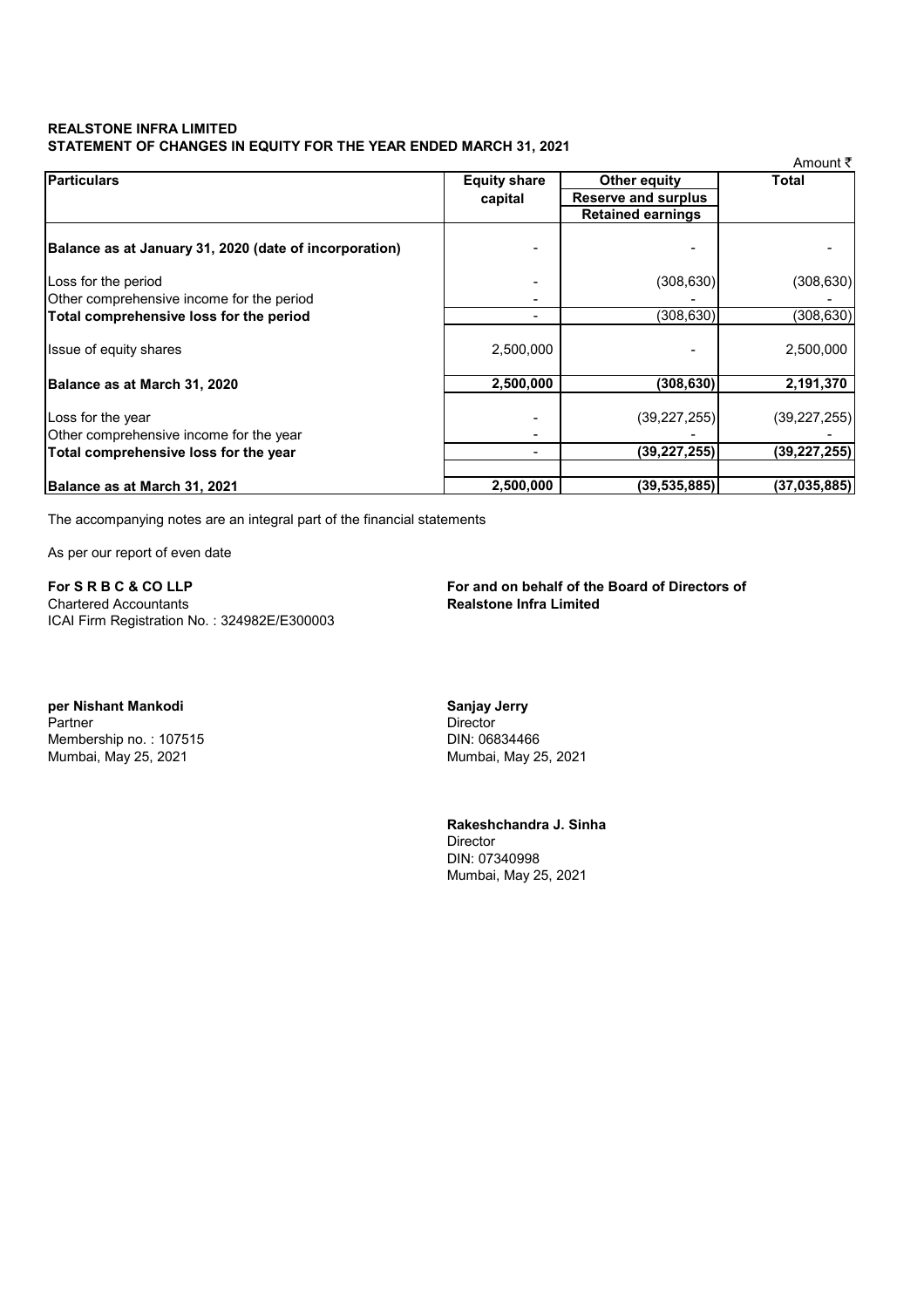**REALSTONE INFRA LIMITED**
**STATEMENT OF CHANGES IN EQUITY FOR THE YEAR ENDED MARCH 31, 2021**

Amount ₹

| Particulars | Equity share capital | Other equity | Total |
|---|---|---|---|
| | | Reserve and surplus | |
| | | Retained earnings | |
| **Balance as at January 31, 2020 (date of incorporation)** | - | - | - |
| Loss for the period | - | (308,630) | (308,630) |
| Other comprehensive income for the period | - | - | - |
| **Total comprehensive loss for the period** | - | (308,630) | (308,630) |
| Issue of equity shares | 2,500,000 | - | 2,500,000 |
| **Balance as at March 31, 2020** | **2,500,000** | **(308,630)** | **2,191,370** |
| Loss for the year | - | (39,227,255) | (39,227,255) |
| Other comprehensive income for the year | - | - | - |
| **Total comprehensive loss for the year** | - | **(39,227,255)** | **(39,227,255)** |
| **Balance as at March 31, 2021** | **2,500,000** | **(39,535,885)** | **(37,035,885)** |

The accompanying notes are an integral part of the financial statements

As per our report of even date

**For S R B C & CO LLP**
Chartered Accountants
ICAI Firm Registration No. : 324982E/E300003

**per Nishant Mankodi**
Partner
Membership no. : 107515
Mumbai, May 25, 2021

**For and on behalf of the Board of Directors of**
**Realstone Infra Limited**

**Sanjay Jerry**
Director
DIN: 06834466
Mumbai, May 25, 2021

**Rakeshchandra J. Sinha**
Director
DIN: 07340998
Mumbai, May 25, 2021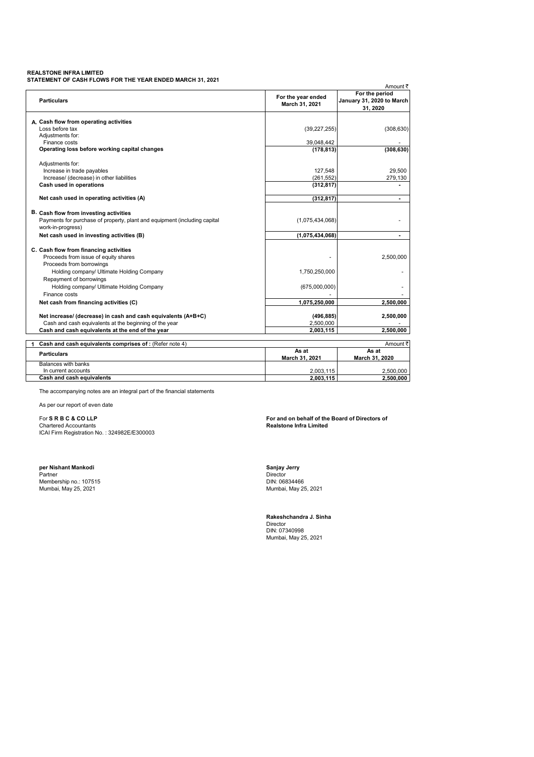**REALSTONE INFRA LIMITED**
**STATEMENT OF CASH FLOWS FOR THE YEAR ENDED MARCH 31, 2021**

Amount ₹

| Particulars | For the year ended March 31, 2021 | For the period January 31, 2020 to March 31, 2020 |
|---|---|---|
| **A. Cash flow from operating activities** | | |
| Loss before tax | (39,227,255) | (308,630) |
| Adjustments for: | | |
| Finance costs | 39,048,442 | - |
| **Operating loss before working capital changes** | **(178,813)** | **(308,630)** |
| Adjustments for: | | |
| Increase in trade payables | 127,548 | 29,500 |
| Increase/ (decrease) in other liabilities | (261,552) | 279,130 |
| **Cash used in operations** | **(312,817)** | **-** |
| **Net cash used in operating activities (A)** | **(312,817)** | **-** |
| **B. Cash flow from investing activities** | | |
| Payments for purchase of property, plant and equipment (including capital work-in-progress) | (1,075,434,068) | - |
| **Net cash used in investing activities (B)** | **(1,075,434,068)** | **-** |
| **C. Cash flow from financing activities** | | |
| Proceeds from issue of equity shares | - | 2,500,000 |
| Proceeds from borrowings | | |
| Holding company/ Ultimate Holding Company | 1,750,250,000 | - |
| Repayment of borrowings | | |
| Holding company/ Ultimate Holding Company | (675,000,000) | - |
| Finance costs | - | - |
| **Net cash from financing activities (C)** | **1,075,250,000** | **2,500,000** |
| **Net increase/ (decrease) in cash and cash equivalents (A+B+C)** | **(496,885)** | **2,500,000** |
| Cash and cash equivalents at the beginning of the year | 2,500,000 | - |
| **Cash and cash equivalents at the end of the year** | **2,003,115** | **2,500,000** |

**1 Cash and cash equivalents comprises of :** (Refer note 4)

Amount ₹

| Particulars | As at March 31, 2021 | As at March 31, 2020 |
|---|---|---|
| Balances with banks | | |
| In current accounts | 2,003,115 | 2,500,000 |
| **Cash and cash equivalents** | **2,003,115** | **2,500,000** |

The accompanying notes are an integral part of the financial statements

As per our report of even date

For **S R B C & CO LLP**
Chartered Accountants
ICAI Firm Registration No. : 324982E/E300003

**per Nishant Mankodi**
Partner
Membership no.: 107515
Mumbai, May 25, 2021

**For and on behalf of the Board of Directors of Realstone Infra Limited**

**Sanjay Jerry**
Director
DIN: 06834466
Mumbai, May 25, 2021

**Rakeshchandra J. Sinha**
Director
DIN: 07340998
Mumbai, May 25, 2021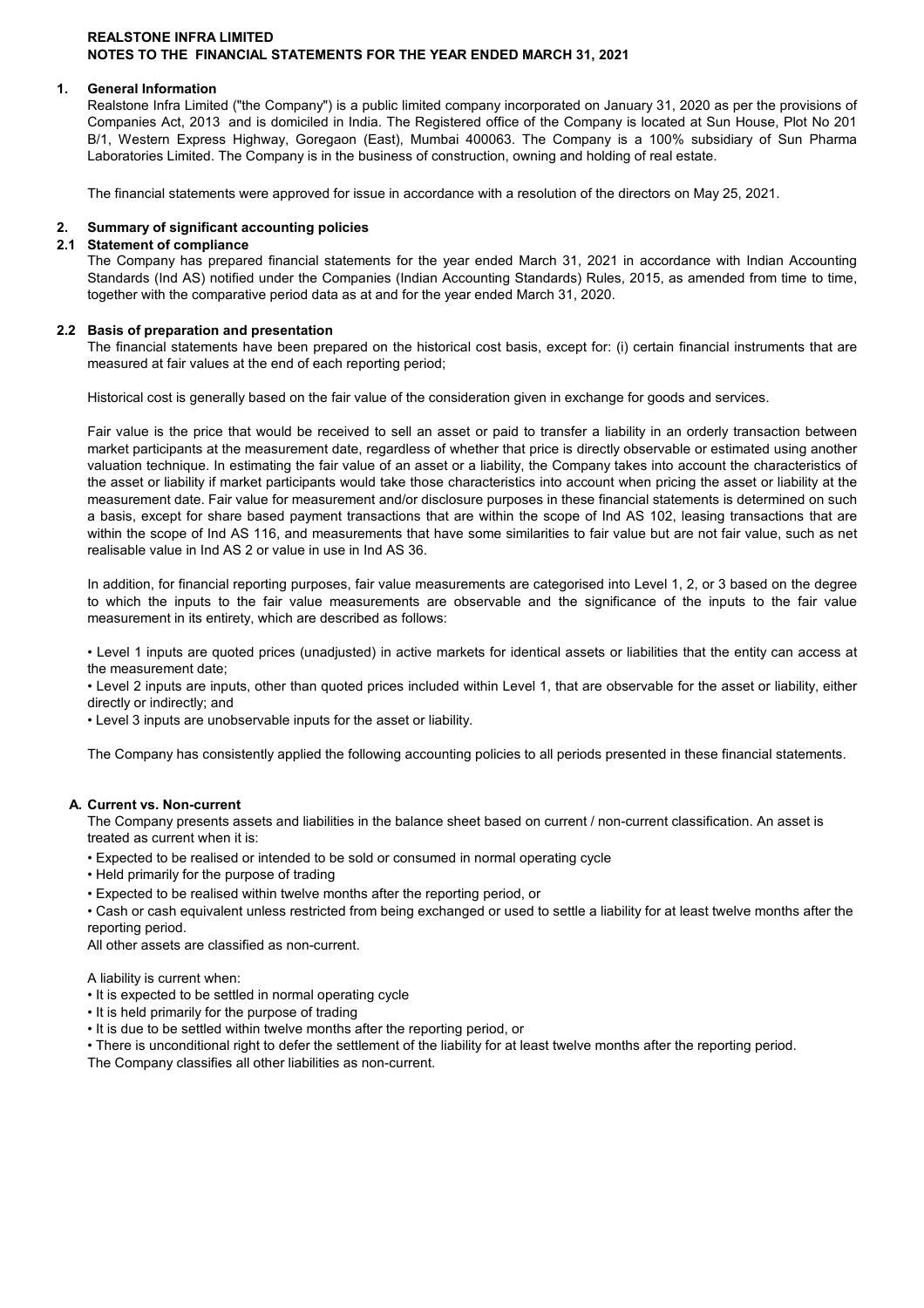**REALSTONE INFRA LIMITED**
**NOTES TO THE FINANCIAL STATEMENTS FOR THE YEAR ENDED MARCH 31, 2021**

## 1. General Information

Realstone Infra Limited ("the Company") is a public limited company incorporated on January 31, 2020 as per the provisions of Companies Act, 2013 and is domiciled in India. The Registered office of the Company is located at Sun House, Plot No 201 B/1, Western Express Highway, Goregaon (East), Mumbai 400063. The Company is a 100% subsidiary of Sun Pharma Laboratories Limited. The Company is in the business of construction, owning and holding of real estate.

The financial statements were approved for issue in accordance with a resolution of the directors on May 25, 2021.

## 2. Summary of significant accounting policies

### 2.1 Statement of compliance

The Company has prepared financial statements for the year ended March 31, 2021 in accordance with Indian Accounting Standards (Ind AS) notified under the Companies (Indian Accounting Standards) Rules, 2015, as amended from time to time, together with the comparative period data as at and for the year ended March 31, 2020.

### 2.2 Basis of preparation and presentation

The financial statements have been prepared on the historical cost basis, except for: (i) certain financial instruments that are measured at fair values at the end of each reporting period;

Historical cost is generally based on the fair value of the consideration given in exchange for goods and services.

Fair value is the price that would be received to sell an asset or paid to transfer a liability in an orderly transaction between market participants at the measurement date, regardless of whether that price is directly observable or estimated using another valuation technique. In estimating the fair value of an asset or a liability, the Company takes into account the characteristics of the asset or liability if market participants would take those characteristics into account when pricing the asset or liability at the measurement date. Fair value for measurement and/or disclosure purposes in these financial statements is determined on such a basis, except for share based payment transactions that are within the scope of Ind AS 102, leasing transactions that are within the scope of Ind AS 116, and measurements that have some similarities to fair value but are not fair value, such as net realisable value in Ind AS 2 or value in use in Ind AS 36.

In addition, for financial reporting purposes, fair value measurements are categorised into Level 1, 2, or 3 based on the degree to which the inputs to the fair value measurements are observable and the significance of the inputs to the fair value measurement in its entirety, which are described as follows:

- Level 1 inputs are quoted prices (unadjusted) in active markets for identical assets or liabilities that the entity can access at the measurement date;
- Level 2 inputs are inputs, other than quoted prices included within Level 1, that are observable for the asset or liability, either directly or indirectly; and
- Level 3 inputs are unobservable inputs for the asset or liability.

The Company has consistently applied the following accounting policies to all periods presented in these financial statements.

### A. Current vs. Non-current

The Company presents assets and liabilities in the balance sheet based on current / non-current classification. An asset is treated as current when it is:

- Expected to be realised or intended to be sold or consumed in normal operating cycle
- Held primarily for the purpose of trading
- Expected to be realised within twelve months after the reporting period, or
- Cash or cash equivalent unless restricted from being exchanged or used to settle a liability for at least twelve months after the reporting period.

All other assets are classified as non-current.

A liability is current when:

- It is expected to be settled in normal operating cycle
- It is held primarily for the purpose of trading
- It is due to be settled within twelve months after the reporting period, or
- There is unconditional right to defer the settlement of the liability for at least twelve months after the reporting period.

The Company classifies all other liabilities as non-current.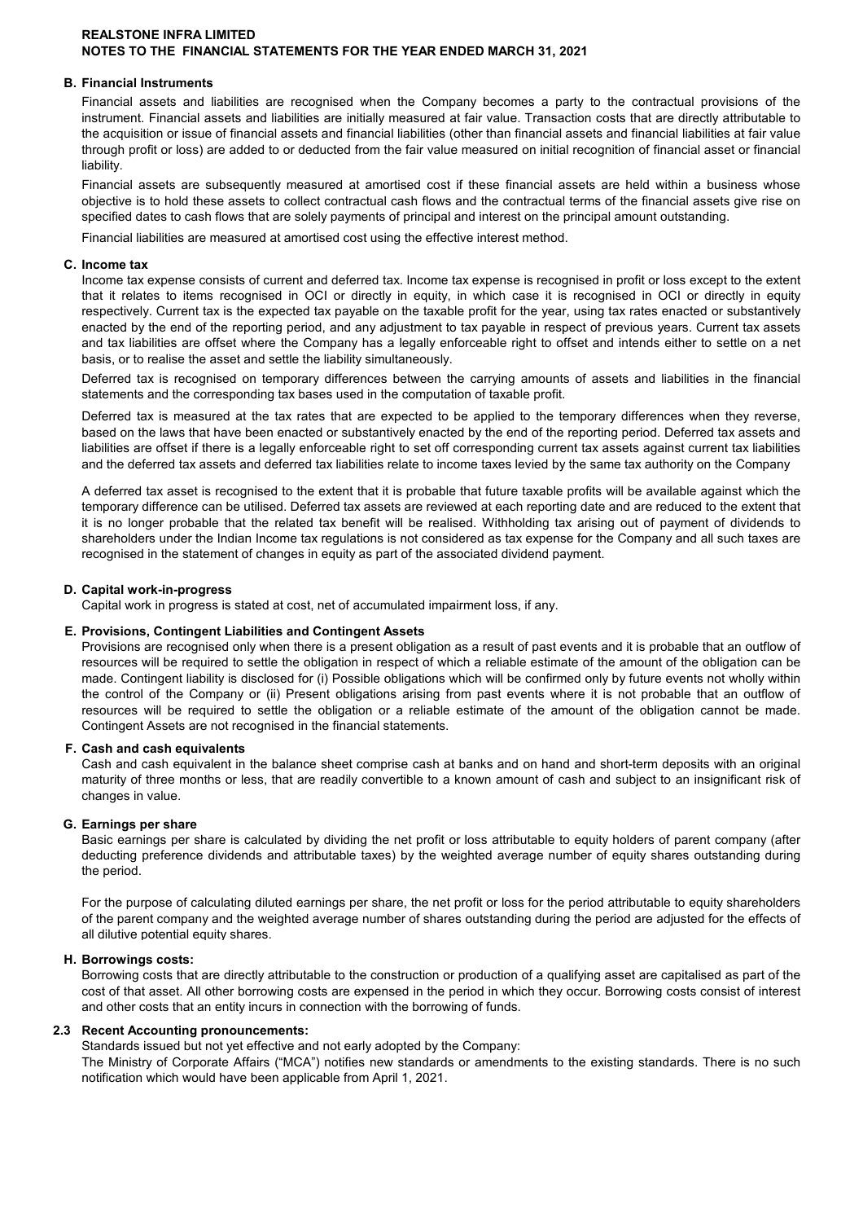**REALSTONE INFRA LIMITED**
**NOTES TO THE FINANCIAL STATEMENTS FOR THE YEAR ENDED MARCH 31, 2021**

### B. Financial Instruments

Financial assets and liabilities are recognised when the Company becomes a party to the contractual provisions of the instrument. Financial assets and liabilities are initially measured at fair value. Transaction costs that are directly attributable to the acquisition or issue of financial assets and financial liabilities (other than financial assets and financial liabilities at fair value through profit or loss) are added to or deducted from the fair value measured on initial recognition of financial asset or financial liability.

Financial assets are subsequently measured at amortised cost if these financial assets are held within a business whose objective is to hold these assets to collect contractual cash flows and the contractual terms of the financial assets give rise on specified dates to cash flows that are solely payments of principal and interest on the principal amount outstanding.

Financial liabilities are measured at amortised cost using the effective interest method.

### C. Income tax

Income tax expense consists of current and deferred tax. Income tax expense is recognised in profit or loss except to the extent that it relates to items recognised in OCI or directly in equity, in which case it is recognised in OCI or directly in equity respectively. Current tax is the expected tax payable on the taxable profit for the year, using tax rates enacted or substantively enacted by the end of the reporting period, and any adjustment to tax payable in respect of previous years. Current tax assets and tax liabilities are offset where the Company has a legally enforceable right to offset and intends either to settle on a net basis, or to realise the asset and settle the liability simultaneously.

Deferred tax is recognised on temporary differences between the carrying amounts of assets and liabilities in the financial statements and the corresponding tax bases used in the computation of taxable profit.

Deferred tax is measured at the tax rates that are expected to be applied to the temporary differences when they reverse, based on the laws that have been enacted or substantively enacted by the end of the reporting period. Deferred tax assets and liabilities are offset if there is a legally enforceable right to set off corresponding current tax assets against current tax liabilities and the deferred tax assets and deferred tax liabilities relate to income taxes levied by the same tax authority on the Company

A deferred tax asset is recognised to the extent that it is probable that future taxable profits will be available against which the temporary difference can be utilised. Deferred tax assets are reviewed at each reporting date and are reduced to the extent that it is no longer probable that the related tax benefit will be realised. Withholding tax arising out of payment of dividends to shareholders under the Indian Income tax regulations is not considered as tax expense for the Company and all such taxes are recognised in the statement of changes in equity as part of the associated dividend payment.

### D. Capital work-in-progress

Capital work in progress is stated at cost, net of accumulated impairment loss, if any.

### E. Provisions, Contingent Liabilities and Contingent Assets

Provisions are recognised only when there is a present obligation as a result of past events and it is probable that an outflow of resources will be required to settle the obligation in respect of which a reliable estimate of the amount of the obligation can be made. Contingent liability is disclosed for (i) Possible obligations which will be confirmed only by future events not wholly within the control of the Company or (ii) Present obligations arising from past events where it is not probable that an outflow of resources will be required to settle the obligation or a reliable estimate of the amount of the obligation cannot be made. Contingent Assets are not recognised in the financial statements.

### F. Cash and cash equivalents

Cash and cash equivalent in the balance sheet comprise cash at banks and on hand and short-term deposits with an original maturity of three months or less, that are readily convertible to a known amount of cash and subject to an insignificant risk of changes in value.

### G. Earnings per share

Basic earnings per share is calculated by dividing the net profit or loss attributable to equity holders of parent company (after deducting preference dividends and attributable taxes) by the weighted average number of equity shares outstanding during the period.

For the purpose of calculating diluted earnings per share, the net profit or loss for the period attributable to equity shareholders of the parent company and the weighted average number of shares outstanding during the period are adjusted for the effects of all dilutive potential equity shares.

### H. Borrowings costs:

Borrowing costs that are directly attributable to the construction or production of a qualifying asset are capitalised as part of the cost of that asset. All other borrowing costs are expensed in the period in which they occur. Borrowing costs consist of interest and other costs that an entity incurs in connection with the borrowing of funds.

### 2.3 Recent Accounting pronouncements:

Standards issued but not yet effective and not early adopted by the Company:

The Ministry of Corporate Affairs ("MCA") notifies new standards or amendments to the existing standards. There is no such notification which would have been applicable from April 1, 2021.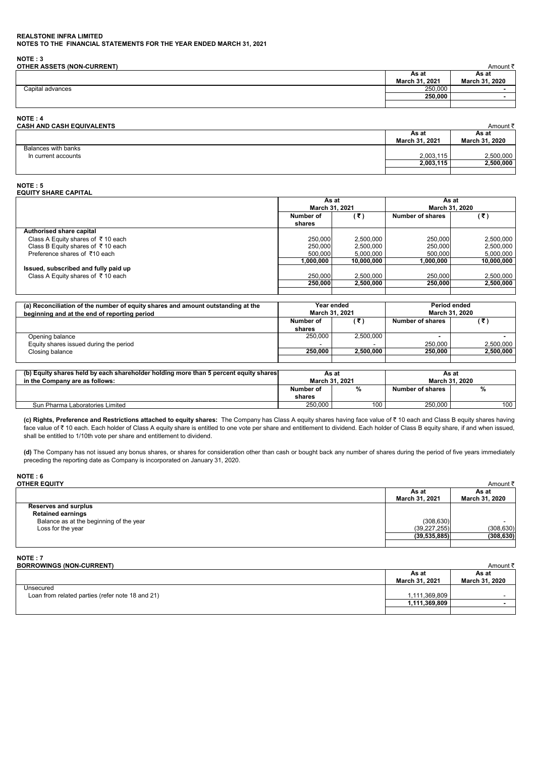**REALSTONE INFRA LIMITED**
**NOTES TO THE FINANCIAL STATEMENTS FOR THE YEAR ENDED MARCH 31, 2021**

**NOTE : 3**
**OTHER ASSETS (NON-CURRENT)**

Amount ₹

| | As at March 31, 2021 | As at March 31, 2020 |
|---|---|---|
| Capital advances | 250,000 | - |
| | **250,000** | **-** |

**NOTE : 4**
**CASH AND CASH EQUIVALENTS**

Amount ₹

| | As at March 31, 2021 | As at March 31, 2020 |
|---|---|---|
| Balances with banks | | |
| In current accounts | 2,003,115 | 2,500,000 |
| | **2,003,115** | **2,500,000** |

**NOTE : 5**
**EQUITY SHARE CAPITAL**

| | As at March 31, 2021 | | As at March 31, 2020 | |
|---|---|---|---|---|
| | Number of shares | (₹) | Number of shares | (₹) |
| **Authorised share capital** | | | | |
| Class A Equity shares of ₹ 10 each | 250,000 | 2,500,000 | 250,000 | 2,500,000 |
| Class B Equity shares of ₹ 10 each | 250,000 | 2,500,000 | 250,000 | 2,500,000 |
| Preference shares of ₹10 each | 500,000 | 5,000,000 | 500,000 | 5,000,000 |
| | **1,000,000** | **10,000,000** | **1,000,000** | **10,000,000** |
| **Issued, subscribed and fully paid up** | | | | |
| Class A Equity shares of ₹ 10 each | 250,000 | 2,500,000 | 250,000 | 2,500,000 |
| | **250,000** | **2,500,000** | **250,000** | **2,500,000** |

| **(a) Reconciliation of the number of equity shares and amount outstanding at the beginning and at the end of reporting period** | Year ended March 31, 2021 | | Period ended March 31, 2020 | |
|---|---|---|---|---|
| | Number of shares | (₹) | Number of shares | (₹) |
| Opening balance | 250,000 | 2,500,000 | - | - |
| Equity shares issued during the period | - | - | 250,000 | 2,500,000 |
| Closing balance | **250,000** | **2,500,000** | **250,000** | **2,500,000** |

| **(b) Equity shares held by each shareholder holding more than 5 percent equity shares in the Company are as follows:** | As at March 31, 2021 | | As at March 31, 2020 | |
|---|---|---|---|---|
| | Number of shares | % | Number of shares | % |
| Sun Pharma Laboratories Limited | 250,000 | 100 | 250,000 | 100 |

**(c) Rights, Preference and Restrictions attached to equity shares:** The Company has Class A equity shares having face value of ₹ 10 each and Class B equity shares having face value of ₹ 10 each. Each holder of Class A equity share is entitled to one vote per share and entitlement to dividend. Each holder of Class B equity share, if and when issued, shall be entitled to 1/10th vote per share and entitlement to dividend.

**(d)** The Company has not issued any bonus shares, or shares for consideration other than cash or bought back any number of shares during the period of five years immediately preceding the reporting date as Company is incorporated on January 31, 2020.

**NOTE : 6**
**OTHER EQUITY**

Amount ₹

| | As at March 31, 2021 | As at March 31, 2020 |
|---|---|---|
| **Reserves and surplus** | | |
| **Retained earnings** | | |
| Balance as at the beginning of the year | (308,630) | - |
| Loss for the year | (39,227,255) | (308,630) |
| | **(39,535,885)** | **(308,630)** |

**NOTE : 7**
**BORROWINGS (NON-CURRENT)**

Amount ₹

| | As at March 31, 2021 | As at March 31, 2020 |
|---|---|---|
| Unsecured | | |
| Loan from related parties (refer note 18 and 21) | 1,111,369,809 | - |
| | **1,111,369,809** | **-** |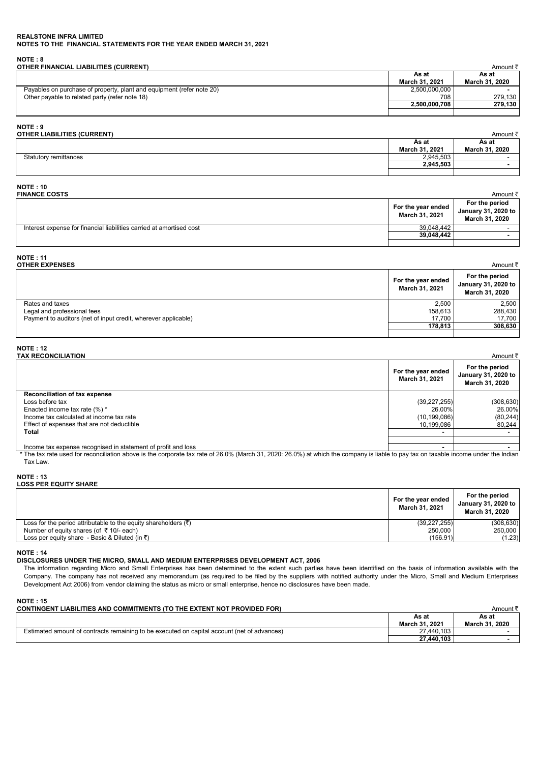**REALSTONE INFRA LIMITED**
**NOTES TO THE FINANCIAL STATEMENTS FOR THE YEAR ENDED MARCH 31, 2021**

**NOTE : 8**
**OTHER FINANCIAL LIABILITIES (CURRENT)**

Amount ₹

| | As at March 31, 2021 | As at March 31, 2020 |
|---|---|---|
| Payables on purchase of property, plant and equipment (refer note 20) | 2,500,000,000 | - |
| Other payable to related party (refer note 18) | 708 | 279,130 |
| | **2,500,000,708** | **279,130** |

**NOTE : 9**
**OTHER LIABILITIES (CURRENT)**

Amount ₹

| | As at March 31, 2021 | As at March 31, 2020 |
|---|---|---|
| Statutory remittances | 2,945,503 | - |
| | **2,945,503** | **-** |

**NOTE : 10**
**FINANCE COSTS**

Amount ₹

| | For the year ended March 31, 2021 | For the period January 31, 2020 to March 31, 2020 |
|---|---|---|
| Interest expense for financial liabilities carried at amortised cost | 39,048,442 | - |
| | **39,048,442** | **-** |

**NOTE : 11**
**OTHER EXPENSES**

Amount ₹

| | For the year ended March 31, 2021 | For the period January 31, 2020 to March 31, 2020 |
|---|---|---|
| Rates and taxes | 2,500 | 2,500 |
| Legal and professional fees | 158,613 | 288,430 |
| Payment to auditors (net of input credit, wherever applicable) | 17,700 | 17,700 |
| | **178,813** | **308,630** |

**NOTE : 12**
**TAX RECONCILIATION**

Amount ₹

| | For the year ended March 31, 2021 | For the period January 31, 2020 to March 31, 2020 |
|---|---|---|
| **Reconciliation of tax expense** | | |
| Loss before tax | (39,227,255) | (308,630) |
| Enacted income tax rate (%) * | 26.00% | 26.00% |
| Income tax calculated at income tax rate | (10,199,086) | (80,244) |
| Effect of expenses that are not deductible | 10,199,086 | 80,244 |
| **Total** | - | - |
| Income tax expense recognised in statement of profit and loss | - | - |

* The tax rate used for reconciliation above is the corporate tax rate of 26.0% (March 31, 2020: 26.0%) at which the company is liable to pay tax on taxable income under the Indian Tax Law.

**NOTE : 13**
**LOSS PER EQUITY SHARE**

| | For the year ended March 31, 2021 | For the period January 31, 2020 to March 31, 2020 |
|---|---|---|
| Loss for the period attributable to the equity shareholders (₹) | (39,227,255) | (308,630) |
| Number of equity shares (of ₹ 10/- each) | 250,000 | 250,000 |
| Loss per equity share - Basic & Diluted (in ₹) | (156.91) | (1.23) |

**NOTE : 14**
**DISCLOSURES UNDER THE MICRO, SMALL AND MEDIUM ENTERPRISES DEVELOPMENT ACT, 2006**

The information regarding Micro and Small Enterprises has been determined to the extent such parties have been identified on the basis of information available with the Company. The company has not received any memorandum (as required to be filed by the suppliers with notified authority under the Micro, Small and Medium Enterprises Development Act 2006) from vendor claiming the status as micro or small enterprise, hence no disclosures have been made.

**NOTE : 15**
**CONTINGENT LIABILITIES AND COMMITMENTS (TO THE EXTENT NOT PROVIDED FOR)**

Amount ₹

| | As at March 31, 2021 | As at March 31, 2020 |
|---|---|---|
| Estimated amount of contracts remaining to be executed on capital account (net of advances) | 27,440,103 | - |
| | **27,440,103** | **-** |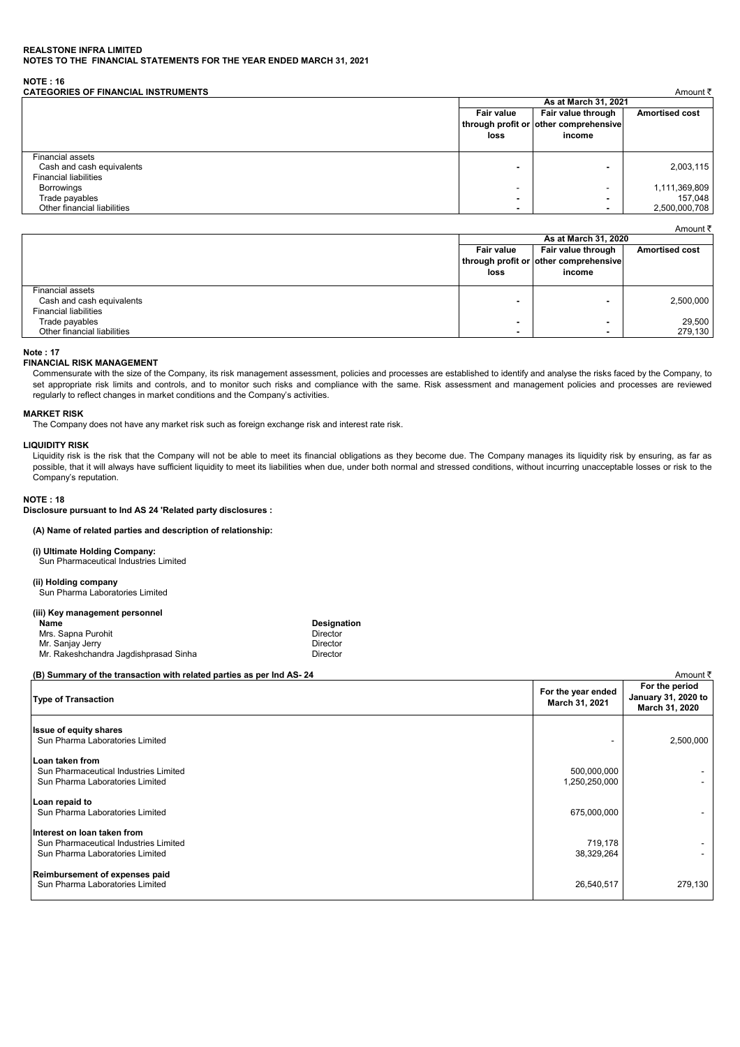**REALSTONE INFRA LIMITED**
**NOTES TO THE FINANCIAL STATEMENTS FOR THE YEAR ENDED MARCH 31, 2021**

## NOTE : 16

### CATEGORIES OF FINANCIAL INSTRUMENTS

Amount ₹

| | As at March 31, 2021 | | |
|---|---|---|---|
| | Fair value through profit or loss | Fair value through other comprehensive income | Amortised cost |
| Financial assets | | | |
| Cash and cash equivalents | - | - | 2,003,115 |
| Financial liabilities | | | |
| Borrowings | - | - | 1,111,369,809 |
| Trade payables | - | - | 157,048 |
| Other financial liabilities | - | - | 2,500,000,708 |

Amount ₹

| | As at March 31, 2020 | | |
|---|---|---|---|
| | Fair value through profit or loss | Fair value through other comprehensive income | Amortised cost |
| Financial assets | | | |
| Cash and cash equivalents | - | - | 2,500,000 |
| Financial liabilities | | | |
| Trade payables | - | - | 29,500 |
| Other financial liabilities | - | - | 279,130 |

## Note : 17

### FINANCIAL RISK MANAGEMENT

Commensurate with the size of the Company, its risk management assessment, policies and processes are established to identify and analyse the risks faced by the Company, to set appropriate risk limits and controls, and to monitor such risks and compliance with the same. Risk assessment and management policies and processes are reviewed regularly to reflect changes in market conditions and the Company's activities.

### MARKET RISK

The Company does not have any market risk such as foreign exchange risk and interest rate risk.

### LIQUIDITY RISK

Liquidity risk is the risk that the Company will not be able to meet its financial obligations as they become due. The Company manages its liquidity risk by ensuring, as far as possible, that it will always have sufficient liquidity to meet its liabilities when due, under both normal and stressed conditions, without incurring unacceptable losses or risk to the Company's reputation.

## NOTE : 18

**Disclosure pursuant to Ind AS 24 'Related party disclosures :**

**(A) Name of related parties and description of relationship:**

**(i) Ultimate Holding Company:**
Sun Pharmaceutical Industries Limited

**(ii) Holding company**
Sun Pharma Laboratories Limited

**(iii) Key management personnel**

| Name | Designation |
|---|---|
| Mrs. Sapna Purohit | Director |
| Mr. Sanjay Jerry | Director |
| Mr. Rakeshchandra Jagdishprasad Sinha | Director |

**(B) Summary of the transaction with related parties as per Ind AS- 24**

Amount ₹

| Type of Transaction | For the year ended March 31, 2021 | For the period January 31, 2020 to March 31, 2020 |
|---|---|---|
| **Issue of equity shares** | | |
| Sun Pharma Laboratories Limited | - | 2,500,000 |
| **Loan taken from** | | |
| Sun Pharmaceutical Industries Limited | 500,000,000 | - |
| Sun Pharma Laboratories Limited | 1,250,250,000 | - |
| **Loan repaid to** | | |
| Sun Pharma Laboratories Limited | 675,000,000 | - |
| **Interest on loan taken from** | | |
| Sun Pharmaceutical Industries Limited | 719,178 | - |
| Sun Pharma Laboratories Limited | 38,329,264 | - |
| **Reimbursement of expenses paid** | | |
| Sun Pharma Laboratories Limited | 26,540,517 | 279,130 |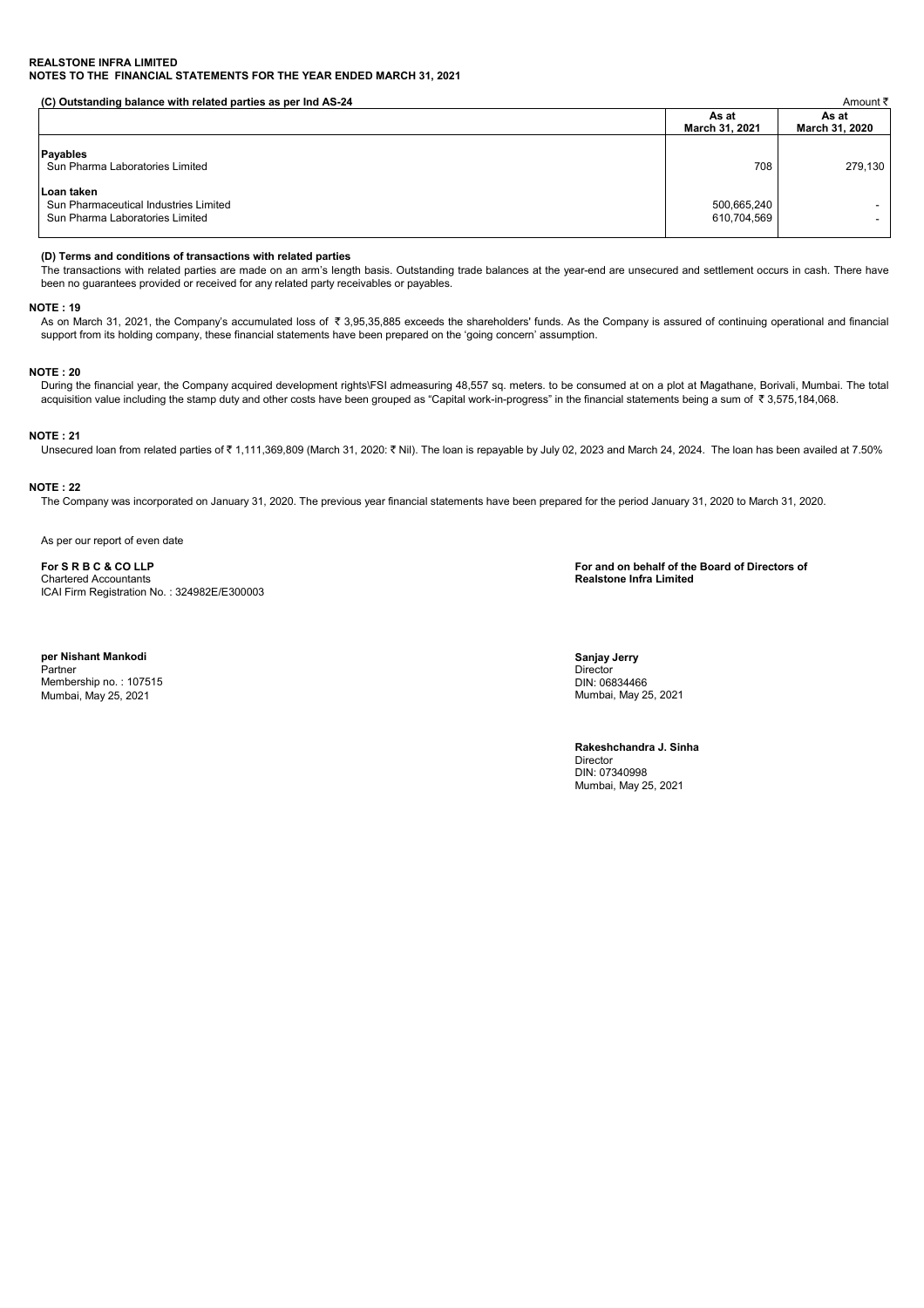**REALSTONE INFRA LIMITED**
**NOTES TO THE FINANCIAL STATEMENTS FOR THE YEAR ENDED MARCH 31, 2021**

**(C) Outstanding balance with related parties as per Ind AS-24**

Amount ₹

| | As at March 31, 2021 | As at March 31, 2020 |
|---|---|---|
| **Payables** | | |
| Sun Pharma Laboratories Limited | 708 | 279,130 |
| **Loan taken** | | |
| Sun Pharmaceutical Industries Limited | 500,665,240 | - |
| Sun Pharma Laboratories Limited | 610,704,569 | - |

**(D) Terms and conditions of transactions with related parties**

The transactions with related parties are made on an arm's length basis. Outstanding trade balances at the year-end are unsecured and settlement occurs in cash. There have been no guarantees provided or received for any related party receivables or payables.

**NOTE : 19**

As on March 31, 2021, the Company's accumulated loss of ₹ 3,95,35,885 exceeds the shareholders' funds. As the Company is assured of continuing operational and financial support from its holding company, these financial statements have been prepared on the 'going concern' assumption.

**NOTE : 20**

During the financial year, the Company acquired development rights\FSI admeasuring 48,557 sq. meters. to be consumed at on a plot at Magathane, Borivali, Mumbai. The total acquisition value including the stamp duty and other costs have been grouped as "Capital work-in-progress" in the financial statements being a sum of ₹ 3,575,184,068.

**NOTE : 21**

Unsecured loan from related parties of ₹ 1,111,369,809 (March 31, 2020: ₹ Nil). The loan is repayable by July 02, 2023 and March 24, 2024. The loan has been availed at 7.50%

**NOTE : 22**

The Company was incorporated on January 31, 2020. The previous year financial statements have been prepared for the period January 31, 2020 to March 31, 2020.

As per our report of even date

**For S R B C & CO LLP**
Chartered Accountants
ICAI Firm Registration No. : 324982E/E300003

**per Nishant Mankodi**
Partner
Membership no. : 107515
Mumbai, May 25, 2021

**For and on behalf of the Board of Directors of**
**Realstone Infra Limited**

**Sanjay Jerry**
Director
DIN: 06834466
Mumbai, May 25, 2021

**Rakeshchandra J. Sinha**
Director
DIN: 07340998
Mumbai, May 25, 2021